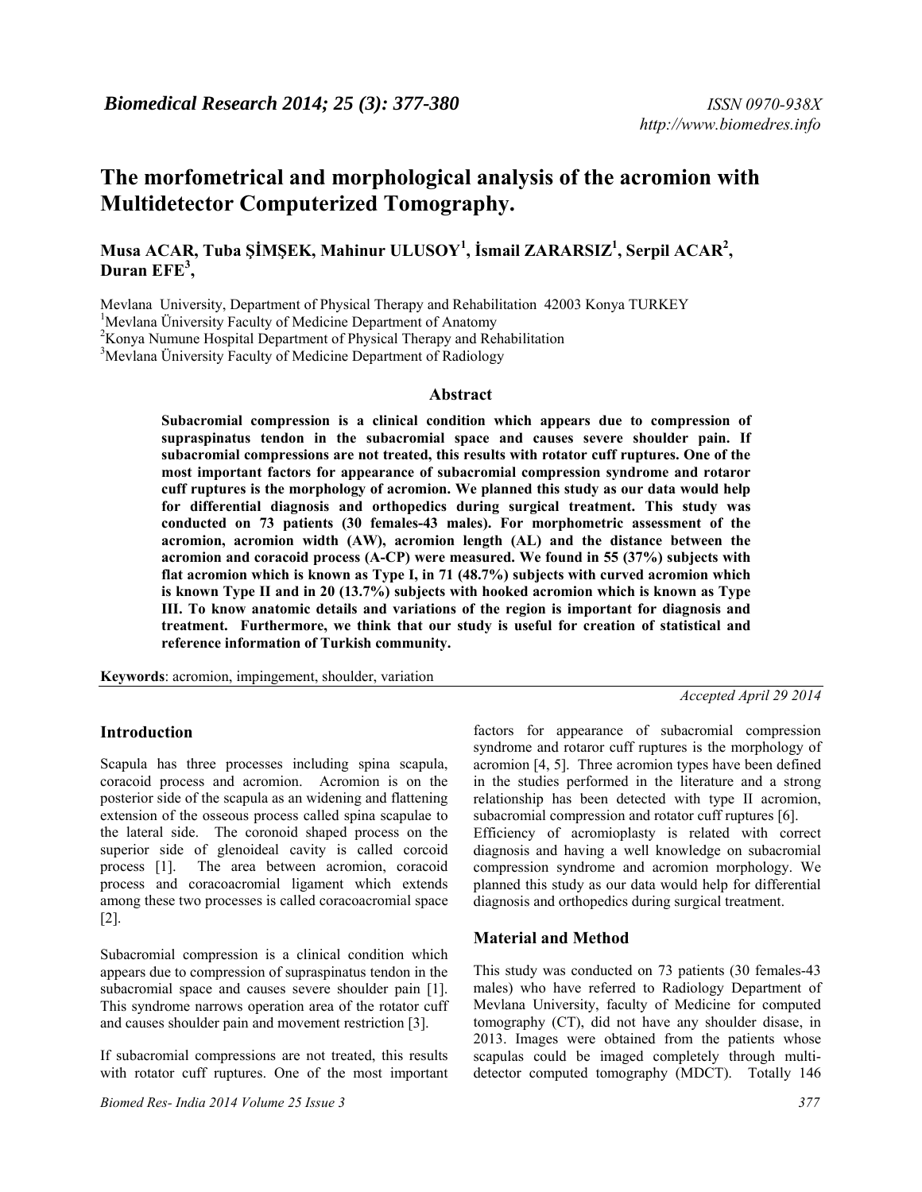# The morfometrical and morphological analysis of the acromion with Multidetector Computerized Tomography.

**Musa ACAR, Tuba ŞİMŞEK, Mahinur ULUSOY[1], İsmail ZARARSIZ[1], Serpil ACAR[2], Duran EFE[3],**

Mevlana University, Department of Physical Therapy and Rehabilitation 42003 Konya TURKEY
[1]Mevlana Üniversity Faculty of Medicine Department of Anatomy
[2]Konya Numune Hospital Department of Physical Therapy and Rehabilitation
[3]Mevlana Üniversity Faculty of Medicine Department of Radiology

## Abstract

**Subacromial compression is a clinical condition which appears due to compression of supraspinatus tendon in the subacromial space and causes severe shoulder pain. If subacromial compressions are not treated, this results with rotator cuff ruptures. One of the most important factors for appearance of subacromial compression syndrome and rotaror cuff ruptures is the morphology of acromion. We planned this study as our data would help for differential diagnosis and orthopedics during surgical treatment. This study was conducted on 73 patients (30 females-43 males). For morphometric assessment of the acromion, acromion width (AW), acromion length (AL) and the distance between the acromion and coracoid process (A-CP) were measured. We found in 55 (37%) subjects with flat acromion which is known as Type I, in 71 (48.7%) subjects with curved acromion which is known Type II and in 20 (13.7%) subjects with hooked acromion which is known as Type III. To know anatomic details and variations of the region is important for diagnosis and treatment. Furthermore, we think that our study is useful for creation of statistical and reference information of Turkish community.**

**Keywords**: acromion, impingement, shoulder, variation

*Accepted April 29 2014*

## Introduction

Scapula has three processes including spina scapula, coracoid process and acromion. Acromion is on the posterior side of the scapula as an widening and flattening extension of the osseous process called spina scapulae to the lateral side. The coronoid shaped process on the superior side of glenoideal cavity is called corcoid process [1]. The area between acromion, coracoid process and coracoacromial ligament which extends among these two processes is called coracoacromial space [2].

Subacromial compression is a clinical condition which appears due to compression of supraspinatus tendon in the subacromial space and causes severe shoulder pain [1]. This syndrome narrows operation area of the rotator cuff and causes shoulder pain and movement restriction [3].

If subacromial compressions are not treated, this results with rotator cuff ruptures. One of the most important factors for appearance of subacromial compression syndrome and rotaror cuff ruptures is the morphology of acromion [4, 5]. Three acromion types have been defined in the studies performed in the literature and a strong relationship has been detected with type II acromion, subacromial compression and rotator cuff ruptures [6]. Efficiency of acromioplasty is related with correct diagnosis and having a well knowledge on subacromial compression syndrome and acromion morphology. We planned this study as our data would help for differential diagnosis and orthopedics during surgical treatment.

## Material and Method

This study was conducted on 73 patients (30 females-43 males) who have referred to Radiology Department of Mevlana University, faculty of Medicine for computed tomography (CT), did not have any shoulder disase, in 2013. Images were obtained from the patients whose scapulas could be imaged completely through multi-detector computed tomography (MDCT). Totally 146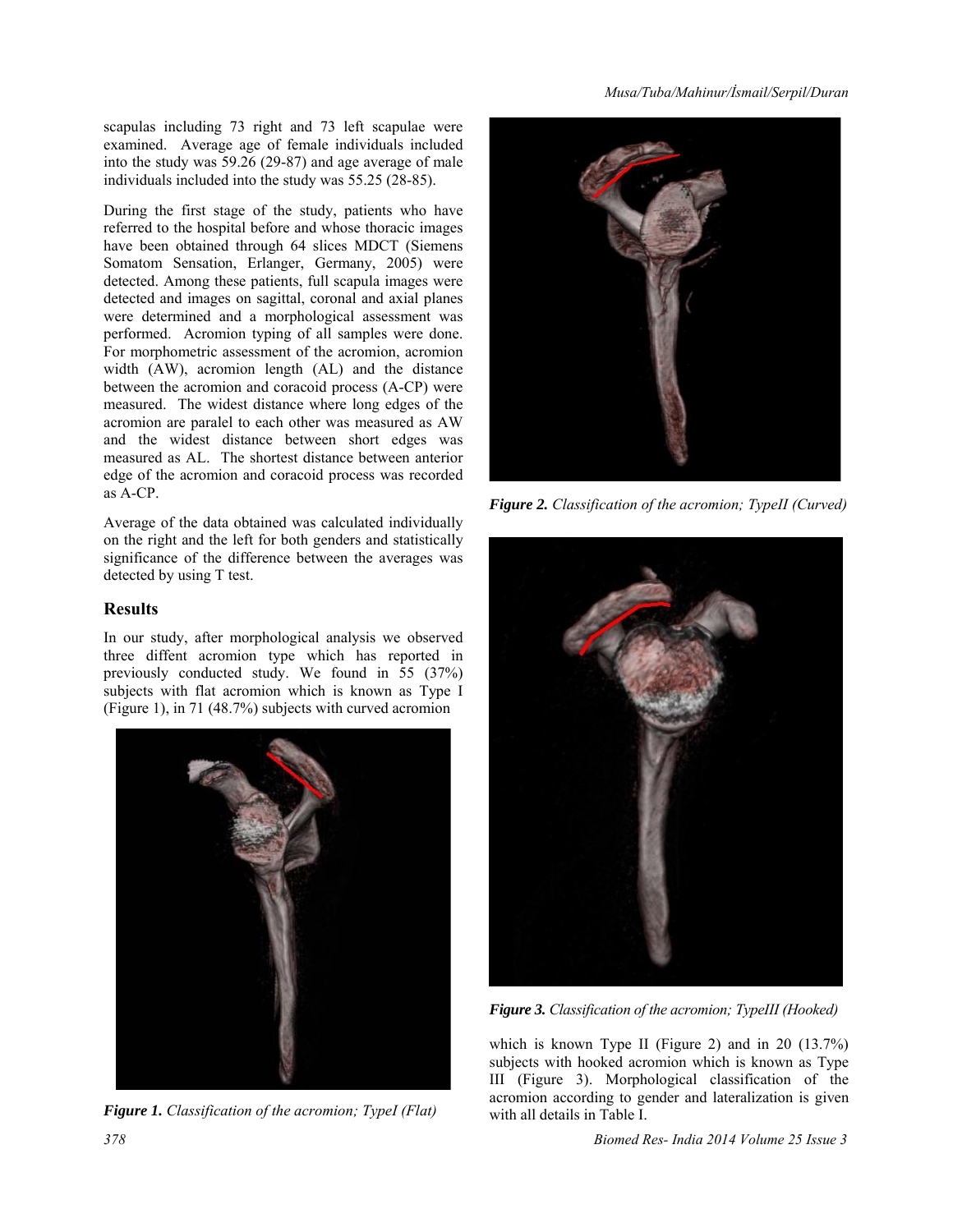scapulas including 73 right and 73 left scapulae were examined. Average age of female individuals included into the study was 59.26 (29-87) and age average of male individuals included into the study was 55.25 (28-85).

During the first stage of the study, patients who have referred to the hospital before and whose thoracic images have been obtained through 64 slices MDCT (Siemens Somatom Sensation, Erlanger, Germany, 2005) were detected. Among these patients, full scapula images were detected and images on sagittal, coronal and axial planes were determined and a morphological assessment was performed. Acromion typing of all samples were done. For morphometric assessment of the acromion, acromion width (AW), acromion length (AL) and the distance between the acromion and coracoid process (A-CP) were measured. The widest distance where long edges of the acromion are paralel to each other was measured as AW and the widest distance between short edges was measured as AL. The shortest distance between anterior edge of the acromion and coracoid process was recorded as A-CP.

Average of the data obtained was calculated individually on the right and the left for both genders and statistically significance of the difference between the averages was detected by using T test.

## Results

In our study, after morphological analysis we observed three diffent acromion type which has reported in previously conducted study. We found in 55 (37%) subjects with flat acromion which is known as Type I (Figure 1), in 71 (48.7%) subjects with curved acromion which is known Type II (Figure 2) and in 20 (13.7%) subjects with hooked acromion which is known as Type III (Figure 3). Morphological classification of the acromion according to gender and lateralization is given with all details in Table I.

***Figure 1.*** *Classification of the acromion; TypeI (Flat)*

***Figure 2.*** *Classification of the acromion; TypeII (Curved)*

***Figure 3.*** *Classification of the acromion; TypeIII (Hooked)*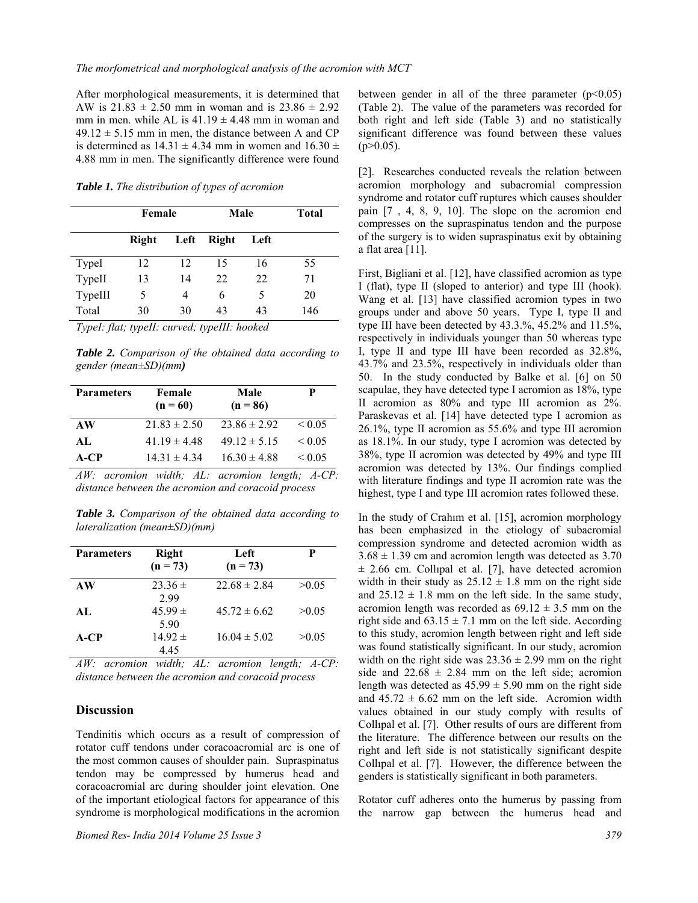After morphological measurements, it is determined that AW is 21.83 ± 2.50 mm in woman and is 23.86 ± 2.92 mm in men. while AL is 41.19 ± 4.48 mm in woman and 49.12 ± 5.15 mm in men, the distance between A and CP is determined as 14.31 ± 4.34 mm in women and 16.30 ± 4.88 mm in men. The significantly difference were found between gender in all of the three parameter ($p<0.05$) (Table 2). The value of the parameters was recorded for both right and left side (Table 3) and no statistically significant difference was found between these values ($p>0.05$).

***Table 1.*** *The distribution of types of acromion*

| | Female | | Male | | Total |
|---|---|---|---|---|---|
| | **Right** | **Left** | **Right** | **Left** | |
| TypeI | 12 | 12 | 15 | 16 | 55 |
| TypeII | 13 | 14 | 22 | 22 | 71 |
| TypeIII | 5 | 4 | 6 | 5 | 20 |
| Total | 30 | 30 | 43 | 43 | 146 |

*TypeI: flat; typeII: curved; typeIII: hooked*

***Table 2.*** *Comparison of the obtained data according to gender (mean±SD)(mm)*

| Parameters | Female (n = 60) | Male (n = 86) | P |
|---|---|---|---|
| **AW** | 21.83 ± 2.50 | 23.86 ± 2.92 | < 0.05 |
| **AL** | 41.19 ± 4.48 | 49.12 ± 5.15 | < 0.05 |
| **A-CP** | 14.31 ± 4.34 | 16.30 ± 4.88 | < 0.05 |

*AW: acromion width; AL: acromion length; A-CP: distance between the acromion and coracoid process*

***Table 3.*** *Comparison of the obtained data according to lateralization (mean±SD)(mm)*

| Parameters | Right (n = 73) | Left (n = 73) | P |
|---|---|---|---|
| **AW** | 23.36 ± 2.99 | 22.68 ± 2.84 | >0.05 |
| **AL** | 45.99 ± 5.90 | 45.72 ± 6.62 | >0.05 |
| **A-CP** | 14.92 ± 4.45 | 16.04 ± 5.02 | >0.05 |

*AW: acromion width; AL: acromion length; A-CP: distance between the acromion and coracoid process*

## Discussion

Tendinitis which occurs as a result of compression of rotator cuff tendons under coracoacromial arc is one of the most common causes of shoulder pain. Supraspinatus tendon may be compressed by humerus head and coracoacromial arc during shoulder joint elevation. One of the important etiological factors for appearance of this syndrome is morphological modifications in the acromion [2]. Researches conducted reveals the relation between acromion morphology and subacromial compression syndrome and rotator cuff ruptures which causes shoulder pain [7 , 4, 8, 9, 10]. The slope on the acromion end compresses on the supraspinatus tendon and the purpose of the surgery is to widen supraspinatus exit by obtaining a flat area [11].

First, Bigliani et al. [12], have classified acromion as type I (flat), type II (sloped to anterior) and type III (hook). Wang et al. [13] have classified acromion types in two groups under and above 50 years. Type I, type II and type III have been detected by 43.3.%, 45.2% and 11.5%, respectively in individuals younger than 50 whereas type I, type II and type III have been recorded as 32.8%, 43.7% and 23.5%, respectively in individuals older than 50. In the study conducted by Balke et al. [6] on 50 scapulae, they have detected type I acromion as 18%, type II acromion as 80% and type III acromion as 2%. Paraskevas et al. [14] have detected type I acromion as 26.1%, type II acromion as 55.6% and type III acromion as 18.1%. In our study, type I acromion was detected by 38%, type II acromion was detected by 49% and type III acromion was detected by 13%. Our findings complied with literature findings and type II acromion rate was the highest, type I and type III acromion rates followed these.

In the study of Crahım et al. [15], acromion morphology has been emphasized in the etiology of subacromial compression syndrome and detected acromion width as 3.68 ± 1.39 cm and acromion length was detected as 3.70 ± 2.66 cm. Collıpal et al. [7], have detected acromion width in their study as 25.12 ± 1.8 mm on the right side and 25.12 ± 1.8 mm on the left side. In the same study, acromion length was recorded as 69.12 ± 3.5 mm on the right side and 63.15 ± 7.1 mm on the left side. According to this study, acromion length between right and left side was found statistically significant. In our study, acromion width on the right side was 23.36 ± 2.99 mm on the right side and 22.68 ± 2.84 mm on the left side; acromion length was detected as 45.99 ± 5.90 mm on the right side and 45.72 ± 6.62 mm on the left side. Acromion width values obtained in our study comply with results of Collıpal et al. [7]. Other results of ours are different from the literature. The difference between our results on the right and left side is not statistically significant despite Collıpal et al. [7]. However, the difference between the genders is statistically significant in both parameters.

Rotator cuff adheres onto the humerus by passing from the narrow gap between the humerus head and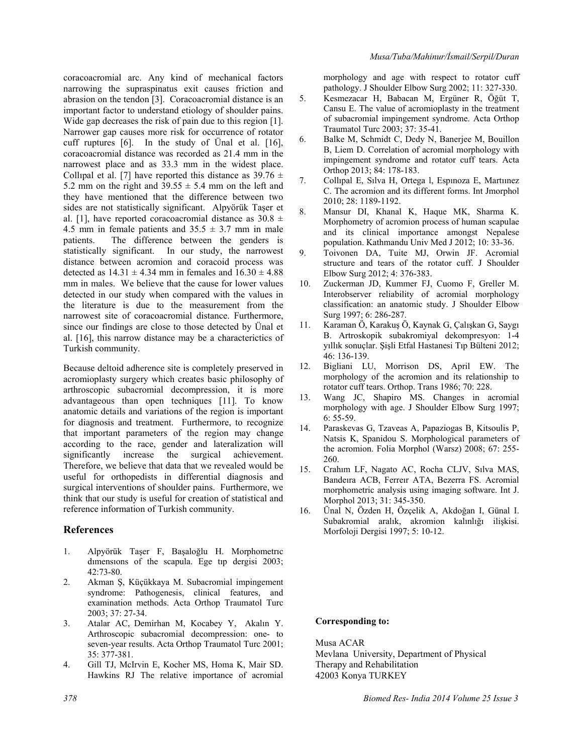coracoacromial arc. Any kind of mechanical factors narrowing the supraspinatus exit causes friction and abrasion on the tendon [3]. Coracoacromial distance is an important factor to understand etiology of shoulder pains. Wide gap decreases the risk of pain due to this region [1]. Narrower gap causes more risk for occurrence of rotator cuff ruptures [6]. In the study of Ünal et al. [16], coracoacromial distance was recorded as 21.4 mm in the narrowest place and as 33.3 mm in the widest place. Collıpal et al. [7] have reported this distance as $39.76 \pm 5.2$ mm on the right and $39.55 \pm 5.4$ mm on the left and they have mentioned that the difference between two sides are not statistically significant. Alpyörük Taşer et al. [1], have reported coracoacromial distance as $30.8 \pm 4.5$ mm in female patients and $35.5 \pm 3.7$ mm in male patients. The difference between the genders is statistically significant. In our study, the narrowest distance between acromion and coracoid process was detected as $14.31 \pm 4.34$ mm in females and $16.30 \pm 4.88$ mm in males. We believe that the cause for lower values detected in our study when compared with the values in the literature is due to the measurement from the narrowest site of coracoacromial distance. Furthermore, since our findings are close to those detected by Ünal et al. [16], this narrow distance may be a characterictics of Turkish community.

Because deltoid adherence site is completely preserved in acromioplasty surgery which creates basic philosophy of arthroscopic subacromial decompression, it is more advantageous than open techniques [11]. To know anatomic details and variations of the region is important for diagnosis and treatment. Furthermore, to recognize that important parameters of the region may change according to the race, gender and lateralization will significantly increase the surgical achievement. Therefore, we believe that data that we revealed would be useful for orthopedists in differential diagnosis and surgical interventions of shoulder pains. Furthermore, we think that our study is useful for creation of statistical and reference information of Turkish community.

## References

1. Alpyörük Taşer F, Başaloğlu H. Morphometrıc dımensıons of the scapula. Ege tıp dergisi 2003; 42:73-80.
2. Akman Ş, Küçükkaya M. Subacromial impingement syndrome: Pathogenesis, clinical features, and examination methods. Acta Orthop Traumatol Turc 2003; 37: 27-34.
3. Atalar AC, Demirhan M, Kocabey Y, Akalın Y. Arthroscopic subacromial decompression: one- to seven-year results. Acta Orthop Traumatol Turc 2001; 35: 377-381.
4. Gill TJ, McIrvin E, Kocher MS, Homa K, Mair SD. Hawkins RJ The relative importance of acromial morphology and age with respect to rotator cuff pathology. J Shoulder Elbow Surg 2002; 11: 327-330.
5. Kesmezacar H, Babacan M, Ergüner R, Öğüt T, Cansu E. The value of acromioplasty in the treatment of subacromial impingement syndrome. Acta Orthop Traumatol Turc 2003; 37: 35-41.
6. Balke M, Schmidt C, Dedy N, Banerjee M, Bouillon B, Liem D. Correlation of acromial morphology with impingement syndrome and rotator cuff tears. Acta Orthop 2013; 84: 178-183.
7. Collıpal E, Sılva H, Ortega l, Espınoza E, Martıınez C. The acromion and its different forms. Int Jmorphol 2010; 28: 1189-1192.
8. Mansur DI, Khanal K, Haque MK, Sharma K. Morphometry of acromion process of human scapulae and its clinical importance amongst Nepalese population. Kathmandu Univ Med J 2012; 10: 33-36.
9. Toivonen DA, Tuite MJ, Orwin JF. Acromial structure and tears of the rotator cuff. J Shoulder Elbow Surg 2012; 4: 376-383.
10. Zuckerman JD, Kummer FJ, Cuomo F, Greller M. Interobserver reliability of acromial morphology classification: an anatomic study. J Shoulder Elbow Surg 1997; 6: 286-287.
11. Karaman Ö, Karakuş Ö, Kaynak G, Çalışkan G, Saygı B. Artroskopik subakromiyal dekompresyon: 1-4 yıllık sonuçlar. Şişli Etfal Hastanesi Tıp Bülteni 2012; 46: 136-139.
12. Bigliani LU, Morrison DS, April EW. The morphology of the acromion and its relationship to rotator cuff tears. Orthop. Trans 1986; 70: 228.
13. Wang JC, Shapiro MS. Changes in acromial morphology with age. J Shoulder Elbow Surg 1997; 6: 55-59.
14. Paraskevas G, Tzaveas A, Papaziogas B, Kitsoulis P, Natsis K, Spanidou S. Morphological parameters of the acromion. Folia Morphol (Warsz) 2008; 67: 255-260.
15. Crahım LF, Nagato AC, Rocha CLJV, Sılva MAS, Bandeıra ACB, Ferreır ATA, Bezerra FS. Acromial morphometric analysis using imaging software. Int J. Morphol 2013; 31: 345-350.
16. Ünal N, Özden H, Özçelik A, Akdoğan I, Günal I. Subakromial aralık, akromion kalınlığı ilişkisi. Morfoloji Dergisi 1997; 5: 10-12.

**Corresponding to:**

Musa ACAR
Mevlana University, Department of Physical Therapy and Rehabilitation
42003 Konya TURKEY